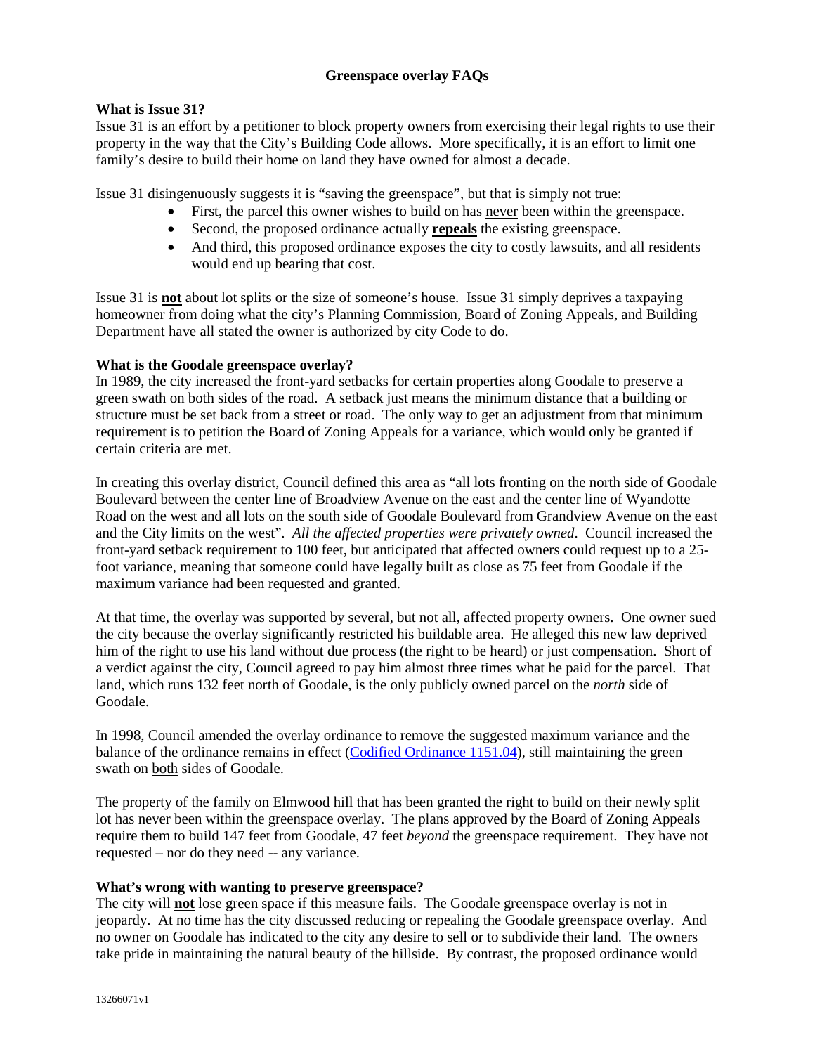# Greenspace overlay FAQs

**What is Issue 31?**

Issue 31 is an effort by a petitioner to block property owners from exercising their legal rights to use their property in the way that the City's Building Code allows. More specifically, it is an effort to limit one family's desire to build their home on land they have owned for almost a decade.

Issue 31 disingenuously suggests it is "saving the greenspace", but that is simply not true:

- First, the parcel this owner wishes to build on has never been within the greenspace.
- Second, the proposed ordinance actually **repeals** the existing greenspace.
- And third, this proposed ordinance exposes the city to costly lawsuits, and all residents would end up bearing that cost.

Issue 31 is **not** about lot splits or the size of someone's house. Issue 31 simply deprives a taxpaying homeowner from doing what the city's Planning Commission, Board of Zoning Appeals, and Building Department have all stated the owner is authorized by city Code to do.

**What is the Goodale greenspace overlay?**

In 1989, the city increased the front-yard setbacks for certain properties along Goodale to preserve a green swath on both sides of the road. A setback just means the minimum distance that a building or structure must be set back from a street or road. The only way to get an adjustment from that minimum requirement is to petition the Board of Zoning Appeals for a variance, which would only be granted if certain criteria are met.

In creating this overlay district, Council defined this area as "all lots fronting on the north side of Goodale Boulevard between the center line of Broadview Avenue on the east and the center line of Wyandotte Road on the west and all lots on the south side of Goodale Boulevard from Grandview Avenue on the east and the City limits on the west". *All the affected properties were privately owned*. Council increased the front-yard setback requirement to 100 feet, but anticipated that affected owners could request up to a 25-foot variance, meaning that someone could have legally built as close as 75 feet from Goodale if the maximum variance had been requested and granted.

At that time, the overlay was supported by several, but not all, affected property owners. One owner sued the city because the overlay significantly restricted his buildable area. He alleged this new law deprived him of the right to use his land without due process (the right to be heard) or just compensation. Short of a verdict against the city, Council agreed to pay him almost three times what he paid for the parcel. That land, which runs 132 feet north of Goodale, is the only publicly owned parcel on the *north* side of Goodale.

In 1998, Council amended the overlay ordinance to remove the suggested maximum variance and the balance of the ordinance remains in effect (Codified Ordinance 1151.04), still maintaining the green swath on both sides of Goodale.

The property of the family on Elmwood hill that has been granted the right to build on their newly split lot has never been within the greenspace overlay. The plans approved by the Board of Zoning Appeals require them to build 147 feet from Goodale, 47 feet *beyond* the greenspace requirement. They have not requested – nor do they need -- any variance.

**What's wrong with wanting to preserve greenspace?**

The city will **not** lose green space if this measure fails. The Goodale greenspace overlay is not in jeopardy. At no time has the city discussed reducing or repealing the Goodale greenspace overlay. And no owner on Goodale has indicated to the city any desire to sell or to subdivide their land. The owners take pride in maintaining the natural beauty of the hillside. By contrast, the proposed ordinance would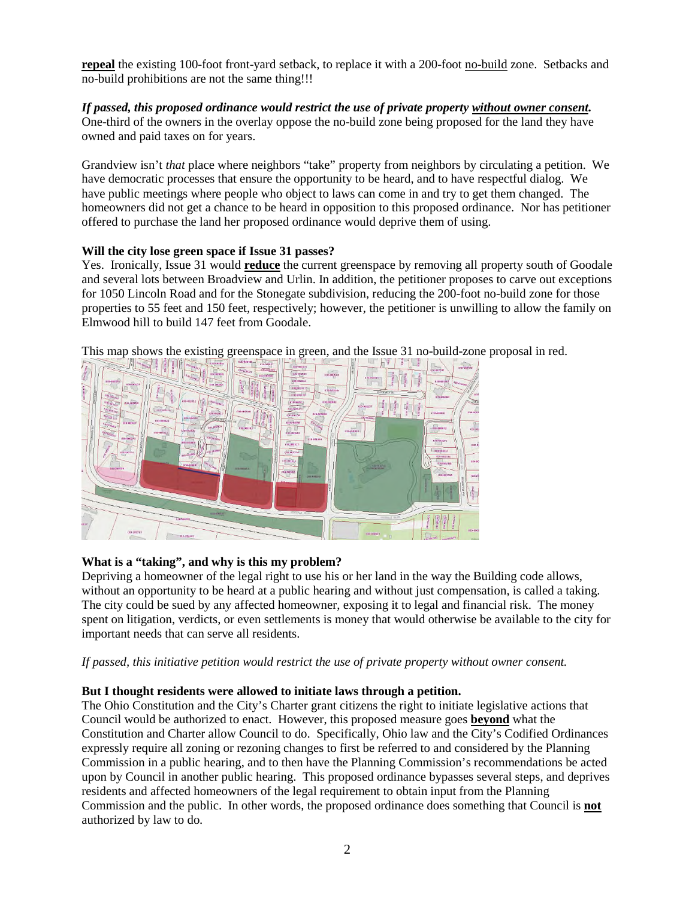**repeal** the existing 100-foot front-yard setback, to replace it with a 200-foot no-build zone. Setbacks and no-build prohibitions are not the same thing!!!

***If passed, this proposed ordinance would restrict the use of private property without owner consent.*** One-third of the owners in the overlay oppose the no-build zone being proposed for the land they have owned and paid taxes on for years.

Grandview isn't *that* place where neighbors "take" property from neighbors by circulating a petition. We have democratic processes that ensure the opportunity to be heard, and to have respectful dialog. We have public meetings where people who object to laws can come in and try to get them changed. The homeowners did not get a chance to be heard in opposition to this proposed ordinance. Nor has petitioner offered to purchase the land her proposed ordinance would deprive them of using.

**Will the city lose green space if Issue 31 passes?**

Yes. Ironically, Issue 31 would **reduce** the current greenspace by removing all property south of Goodale and several lots between Broadview and Urlin. In addition, the petitioner proposes to carve out exceptions for 1050 Lincoln Road and for the Stonegate subdivision, reducing the 200-foot no-build zone for those properties to 55 feet and 150 feet, respectively; however, the petitioner is unwilling to allow the family on Elmwood hill to build 147 feet from Goodale.

This map shows the existing greenspace in green, and the Issue 31 no-build-zone proposal in red.

**What is a "taking", and why is this my problem?**

Depriving a homeowner of the legal right to use his or her land in the way the Building code allows, without an opportunity to be heard at a public hearing and without just compensation, is called a taking. The city could be sued by any affected homeowner, exposing it to legal and financial risk. The money spent on litigation, verdicts, or even settlements is money that would otherwise be available to the city for important needs that can serve all residents.

*If passed, this initiative petition would restrict the use of private property without owner consent.*

**But I thought residents were allowed to initiate laws through a petition.**

The Ohio Constitution and the City's Charter grant citizens the right to initiate legislative actions that Council would be authorized to enact. However, this proposed measure goes **beyond** what the Constitution and Charter allow Council to do. Specifically, Ohio law and the City's Codified Ordinances expressly require all zoning or rezoning changes to first be referred to and considered by the Planning Commission in a public hearing, and to then have the Planning Commission's recommendations be acted upon by Council in another public hearing. This proposed ordinance bypasses several steps, and deprives residents and affected homeowners of the legal requirement to obtain input from the Planning Commission and the public. In other words, the proposed ordinance does something that Council is **not** authorized by law to do.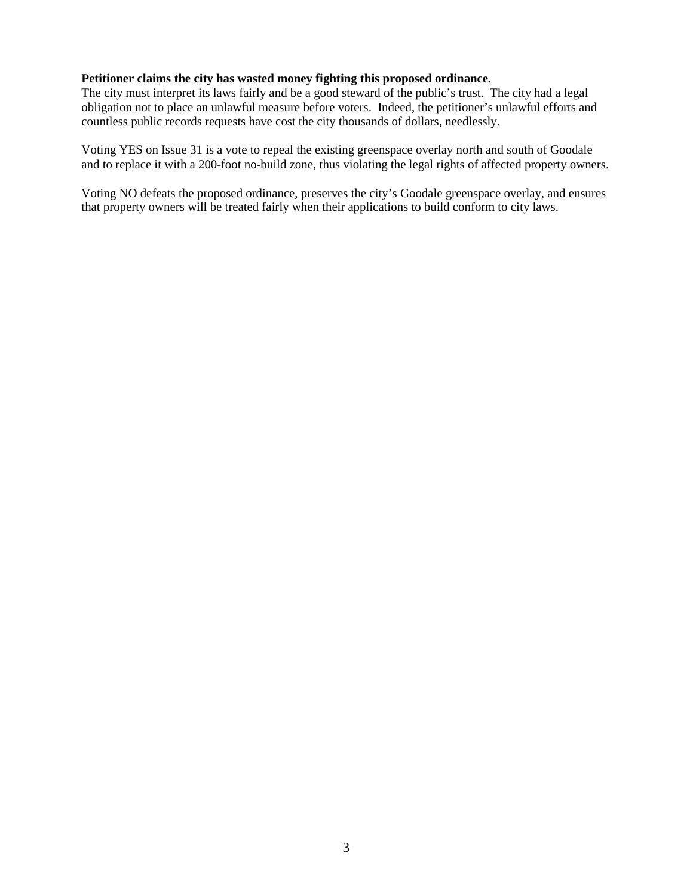**Petitioner claims the city has wasted money fighting this proposed ordinance.**

The city must interpret its laws fairly and be a good steward of the public's trust. The city had a legal obligation not to place an unlawful measure before voters. Indeed, the petitioner's unlawful efforts and countless public records requests have cost the city thousands of dollars, needlessly.

Voting YES on Issue 31 is a vote to repeal the existing greenspace overlay north and south of Goodale and to replace it with a 200-foot no-build zone, thus violating the legal rights of affected property owners.

Voting NO defeats the proposed ordinance, preserves the city's Goodale greenspace overlay, and ensures that property owners will be treated fairly when their applications to build conform to city laws.